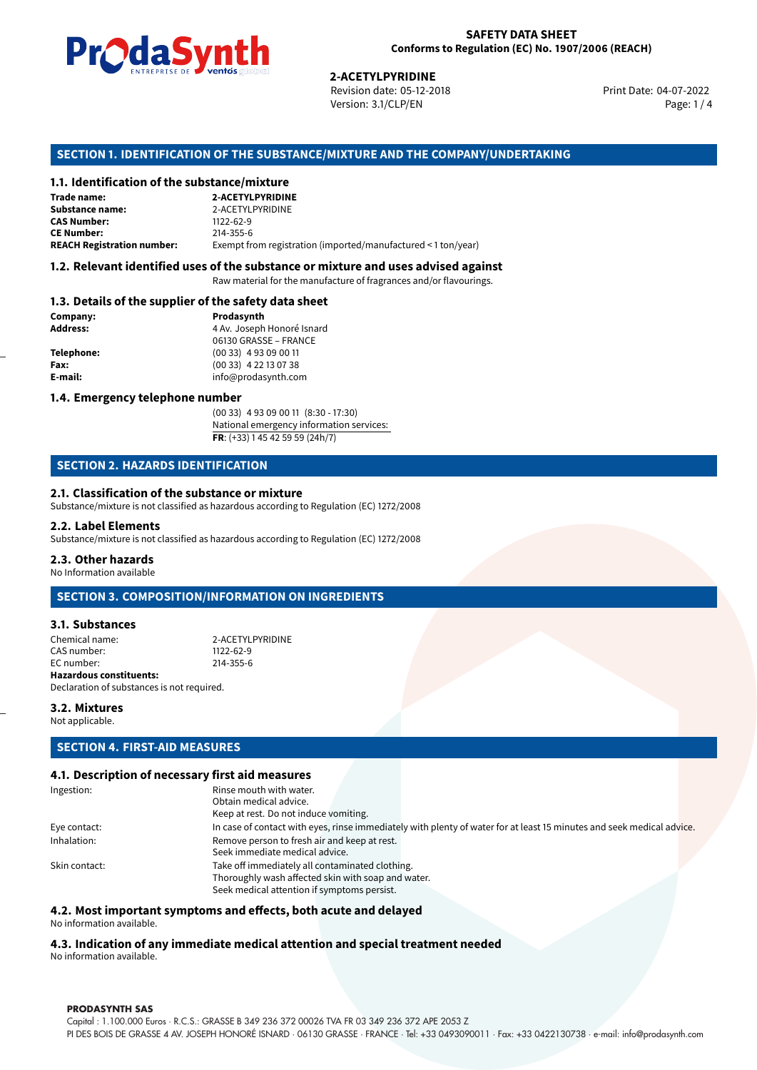**SAFETY DATA SHEET**
**Conforms to Regulation (EC) No. 1907/2006 (REACH)**

**2-ACETYLPYRIDINE**
Revision date: 05-12-2018
Version: 3.1/CLP/EN
Print Date: 04-07-2022

## SECTION 1. IDENTIFICATION OF THE SUBSTANCE/MIXTURE AND THE COMPANY/UNDERTAKING

### 1.1. Identification of the substance/mixture

| | |
|---|---|
| **Trade name:** | **2-ACETYLPYRIDINE** |
| **Substance name:** | 2-ACETYLPYRIDINE |
| **CAS Number:** | 1122-62-9 |
| **CE Number:** | 214-355-6 |
| **REACH Registration number:** | Exempt from registration (imported/manufactured < 1 ton/year) |

### 1.2. Relevant identified uses of the substance or mixture and uses advised against

Raw material for the manufacture of fragrances and/or flavourings.

### 1.3. Details of the supplier of the safety data sheet

| | |
|---|---|
| **Company:** | **Prodasynth** |
| **Address:** | 4 Av. Joseph Honoré Isnard<br>06130 GRASSE – FRANCE |
| **Telephone:** | (00 33) 4 93 09 00 11 |
| **Fax:** | (00 33) 4 22 13 07 38 |
| **E-mail:** | info@prodasynth.com |

### 1.4. Emergency telephone number

(00 33) 4 93 09 00 11 (8:30 - 17:30)
National emergency information services:
**FR**: (+33) 1 45 42 59 59 (24h/7)

## SECTION 2. HAZARDS IDENTIFICATION

### 2.1. Classification of the substance or mixture

Substance/mixture is not classified as hazardous according to Regulation (EC) 1272/2008

### 2.2. Label Elements

Substance/mixture is not classified as hazardous according to Regulation (EC) 1272/2008

### 2.3. Other hazards

No Information available

## SECTION 3. COMPOSITION/INFORMATION ON INGREDIENTS

### 3.1. Substances

| | |
|---|---|
| Chemical name: | 2-ACETYLPYRIDINE |
| CAS number: | 1122-62-9 |
| EC number: | 214-355-6 |

**Hazardous constituents:**
Declaration of substances is not required.

### 3.2. Mixtures

Not applicable.

## SECTION 4. FIRST-AID MEASURES

### 4.1. Description of necessary first aid measures

| | |
|---|---|
| Ingestion: | Rinse mouth with water.<br>Obtain medical advice.<br>Keep at rest. Do not induce vomiting. |
| Eye contact: | In case of contact with eyes, rinse immediately with plenty of water for at least 15 minutes and seek medical advice. |
| Inhalation: | Remove person to fresh air and keep at rest.<br>Seek immediate medical advice. |
| Skin contact: | Take off immediately all contaminated clothing.<br>Thoroughly wash affected skin with soap and water.<br>Seek medical attention if symptoms persist. |

### 4.2. Most important symptoms and effects, both acute and delayed

No information available.

### 4.3. Indication of any immediate medical attention and special treatment needed

No information available.

**PRODASYNTH SAS**
Capital : 1.100.000 Euros · R.C.S.: GRASSE B 349 236 372 00026 TVA FR 03 349 236 372 APE 2053 Z
PI DES BOIS DE GRASSE 4 AV. JOSEPH HONORÉ ISNARD · 06130 GRASSE · FRANCE · Tel: +33 0493090011 · Fax: +33 0422130738 · e-mail: info@prodasynth.com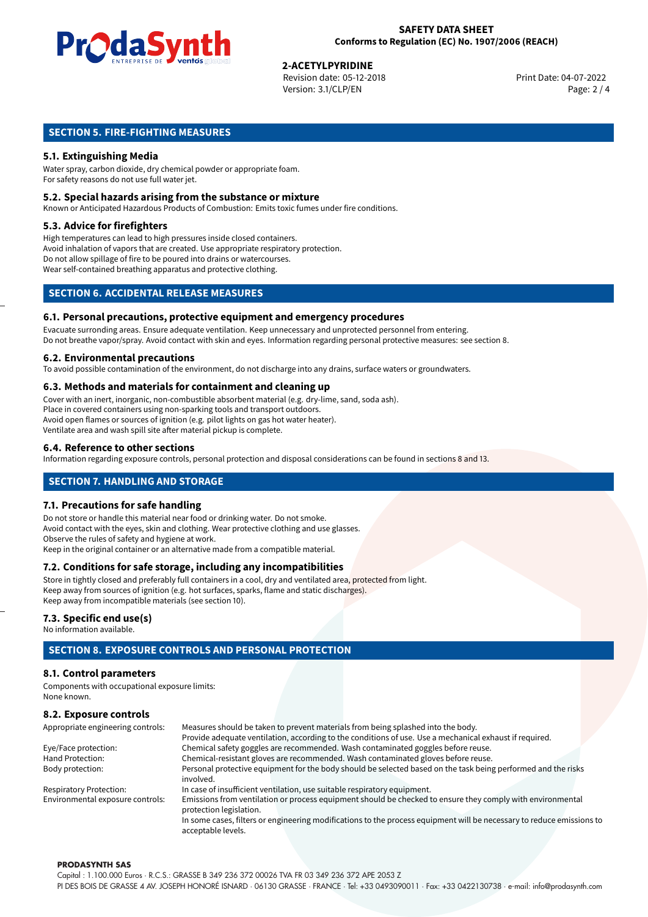## SECTION 5. FIRE-FIGHTING MEASURES

### 5.1. Extinguishing Media

Water spray, carbon dioxide, dry chemical powder or appropriate foam.
For safety reasons do not use full water jet.

### 5.2. Special hazards arising from the substance or mixture

Known or Anticipated Hazardous Products of Combustion: Emits toxic fumes under fire conditions.

### 5.3. Advice for firefighters

High temperatures can lead to high pressures inside closed containers.
Avoid inhalation of vapors that are created. Use appropriate respiratory protection.
Do not allow spillage of fire to be poured into drains or watercourses.
Wear self-contained breathing apparatus and protective clothing.

## SECTION 6. ACCIDENTAL RELEASE MEASURES

### 6.1. Personal precautions, protective equipment and emergency procedures

Evacuate surrounding areas. Ensure adequate ventilation. Keep unnecessary and unprotected personnel from entering.
Do not breathe vapor/spray. Avoid contact with skin and eyes. Information regarding personal protective measures: see section 8.

### 6.2. Environmental precautions

To avoid possible contamination of the environment, do not discharge into any drains, surface waters or groundwaters.

### 6.3. Methods and materials for containment and cleaning up

Cover with an inert, inorganic, non-combustible absorbent material (e.g. dry-lime, sand, soda ash).
Place in covered containers using non-sparking tools and transport outdoors.
Avoid open flames or sources of ignition (e.g. pilot lights on gas hot water heater).
Ventilate area and wash spill site after material pickup is complete.

### 6.4. Reference to other sections

Information regarding exposure controls, personal protection and disposal considerations can be found in sections 8 and 13.

## SECTION 7. HANDLING AND STORAGE

### 7.1. Precautions for safe handling

Do not store or handle this material near food or drinking water. Do not smoke.
Avoid contact with the eyes, skin and clothing. Wear protective clothing and use glasses.
Observe the rules of safety and hygiene at work.
Keep in the original container or an alternative made from a compatible material.

### 7.2. Conditions for safe storage, including any incompatibilities

Store in tightly closed and preferably full containers in a cool, dry and ventilated area, protected from light.
Keep away from sources of ignition (e.g. hot surfaces, sparks, flame and static discharges).
Keep away from incompatible materials (see section 10).

### 7.3. Specific end use(s)

No information available.

## SECTION 8. EXPOSURE CONTROLS AND PERSONAL PROTECTION

### 8.1. Control parameters

Components with occupational exposure limits:
None known.

### 8.2. Exposure controls

| | |
|---|---|
| Appropriate engineering controls: | Measures should be taken to prevent materials from being splashed into the body. Provide adequate ventilation, according to the conditions of use. Use a mechanical exhaust if required. |
| Eye/Face protection: | Chemical safety goggles are recommended. Wash contaminated goggles before reuse. |
| Hand Protection: | Chemical-resistant gloves are recommended. Wash contaminated gloves before reuse. |
| Body protection: | Personal protective equipment for the body should be selected based on the task being performed and the risks involved. |
| Respiratory Protection: | In case of insufficient ventilation, use suitable respiratory equipment. |
| Environmental exposure controls: | Emissions from ventilation or process equipment should be checked to ensure they comply with environmental protection legislation. In some cases, filters or engineering modifications to the process equipment will be necessary to reduce emissions to acceptable levels. |

**PRODASYNTH SAS**
Capital : 1.100.000 Euros · R.C.S.: GRASSE B 349 236 372 00026 TVA FR 03 349 236 372 APE 2053 Z
PI DES BOIS DE GRASSE 4 AV. JOSEPH HONORÉ ISNARD · 06130 GRASSE · FRANCE · Tel: +33 0493090011 · Fax: +33 0422130738 · e-mail: info@prodasynth.com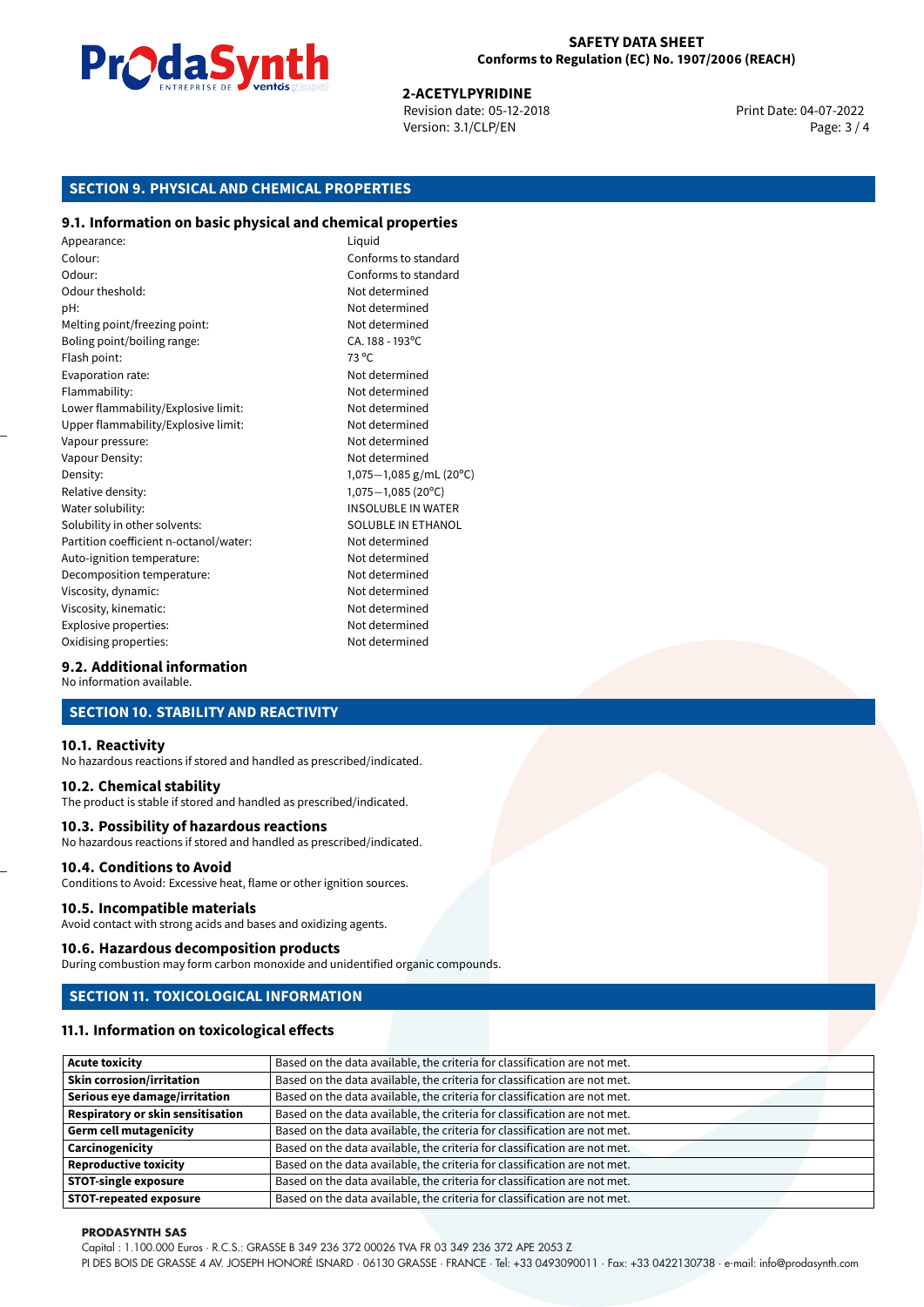## SECTION 9. PHYSICAL AND CHEMICAL PROPERTIES

### 9.1. Information on basic physical and chemical properties

| | |
|---|---|
| Appearance: | Liquid |
| Colour: | Conforms to standard |
| Odour: | Conforms to standard |
| Odour theshold: | Not determined |
| pH: | Not determined |
| Melting point/freezing point: | Not determined |
| Boling point/boiling range: | CA. 188 - 193°C |
| Flash point: | 73 °C |
| Evaporation rate: | Not determined |
| Flammability: | Not determined |
| Lower flammability/Explosive limit: | Not determined |
| Upper flammability/Explosive limit: | Not determined |
| Vapour pressure: | Not determined |
| Vapour Density: | Not determined |
| Density: | 1,075−1,085 g/mL (20°C) |
| Relative density: | 1,075−1,085 (20°C) |
| Water solubility: | INSOLUBLE IN WATER |
| Solubility in other solvents: | SOLUBLE IN ETHANOL |
| Partition coefficient n-octanol/water: | Not determined |
| Auto-ignition temperature: | Not determined |
| Decomposition temperature: | Not determined |
| Viscosity, dynamic: | Not determined |
| Viscosity, kinematic: | Not determined |
| Explosive properties: | Not determined |
| Oxidising properties: | Not determined |

### 9.2. Additional information

No information available.

## SECTION 10. STABILITY AND REACTIVITY

### 10.1. Reactivity

No hazardous reactions if stored and handled as prescribed/indicated.

### 10.2. Chemical stability

The product is stable if stored and handled as prescribed/indicated.

### 10.3. Possibility of hazardous reactions

No hazardous reactions if stored and handled as prescribed/indicated.

### 10.4. Conditions to Avoid

Conditions to Avoid: Excessive heat, flame or other ignition sources.

### 10.5. Incompatible materials

Avoid contact with strong acids and bases and oxidizing agents.

### 10.6. Hazardous decomposition products

During combustion may form carbon monoxide and unidentified organic compounds.

## SECTION 11. TOXICOLOGICAL INFORMATION

### 11.1. Information on toxicological effects

| | |
|---|---|
| **Acute toxicity** | Based on the data available, the criteria for classification are not met. |
| **Skin corrosion/irritation** | Based on the data available, the criteria for classification are not met. |
| **Serious eye damage/irritation** | Based on the data available, the criteria for classification are not met. |
| **Respiratory or skin sensitisation** | Based on the data available, the criteria for classification are not met. |
| **Germ cell mutagenicity** | Based on the data available, the criteria for classification are not met. |
| **Carcinogenicity** | Based on the data available, the criteria for classification are not met. |
| **Reproductive toxicity** | Based on the data available, the criteria for classification are not met. |
| **STOT-single exposure** | Based on the data available, the criteria for classification are not met. |
| **STOT-repeated exposure** | Based on the data available, the criteria for classification are not met. |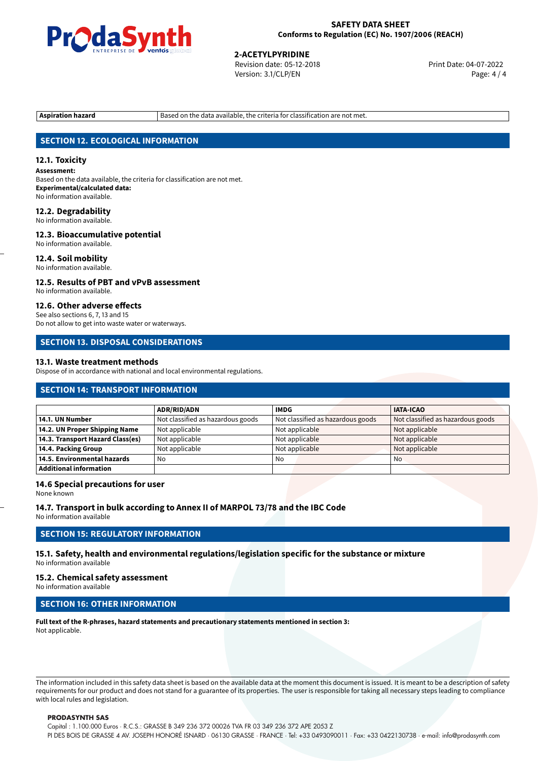| | |
|---|---|
| **Aspiration hazard** | Based on the data available, the criteria for classification are not met. |

## SECTION 12. ECOLOGICAL INFORMATION

### 12.1. Toxicity

**Assessment:**
Based on the data available, the criteria for classification are not met.
**Experimental/calculated data:**
No information available.

### 12.2. Degradability

No information available.

### 12.3. Bioaccumulative potential

No information available.

### 12.4. Soil mobility

No information available.

### 12.5. Results of PBT and vPvB assessment

No information available.

### 12.6. Other adverse effects

See also sections 6, 7, 13 and 15
Do not allow to get into waste water or waterways.

## SECTION 13. DISPOSAL CONSIDERATIONS

### 13.1. Waste treatment methods

Dispose of in accordance with national and local environmental regulations.

## SECTION 14: TRANSPORT INFORMATION

| | ADR/RID/ADN | IMDG | IATA-ICAO |
|---|---|---|---|
| **14.1. UN Number** | Not classified as hazardous goods | Not classified as hazardous goods | Not classified as hazardous goods |
| **14.2. UN Proper Shipping Name** | Not applicable | Not applicable | Not applicable |
| **14.3. Transport Hazard Class(es)** | Not applicable | Not applicable | Not applicable |
| **14.4. Packing Group** | Not applicable | Not applicable | Not applicable |
| **14.5. Environmental hazards** | No | No | No |
| **Additional information** | | | |

### 14.6 Special precautions for user

None known

### 14.7. Transport in bulk according to Annex II of MARPOL 73/78 and the IBC Code

No information available

## SECTION 15: REGULATORY INFORMATION

### 15.1. Safety, health and environmental regulations/legislation specific for the substance or mixture

No information available

### 15.2. Chemical safety assessment

No information available

## SECTION 16: OTHER INFORMATION

**Full text of the R-phrases, hazard statements and precautionary statements mentioned in section 3:**
Not applicable.

The information included in this safety data sheet is based on the available data at the moment this document is issued. It is meant to be a description of safety requirements for our product and does not stand for a guarantee of its properties. The user is responsible for taking all necessary steps leading to compliance with local rules and legislation.

**PRODASYNTH SAS**
Capital : 1.100.000 Euros · R.C.S.: GRASSE B 349 236 372 00026 TVA FR 03 349 236 372 APE 2053 Z
PI DES BOIS DE GRASSE 4 AV. JOSEPH HONORÉ ISNARD · 06130 GRASSE · FRANCE · Tel: +33 0493090011 · Fax: +33 0422130738 · e-mail: info@prodasynth.com